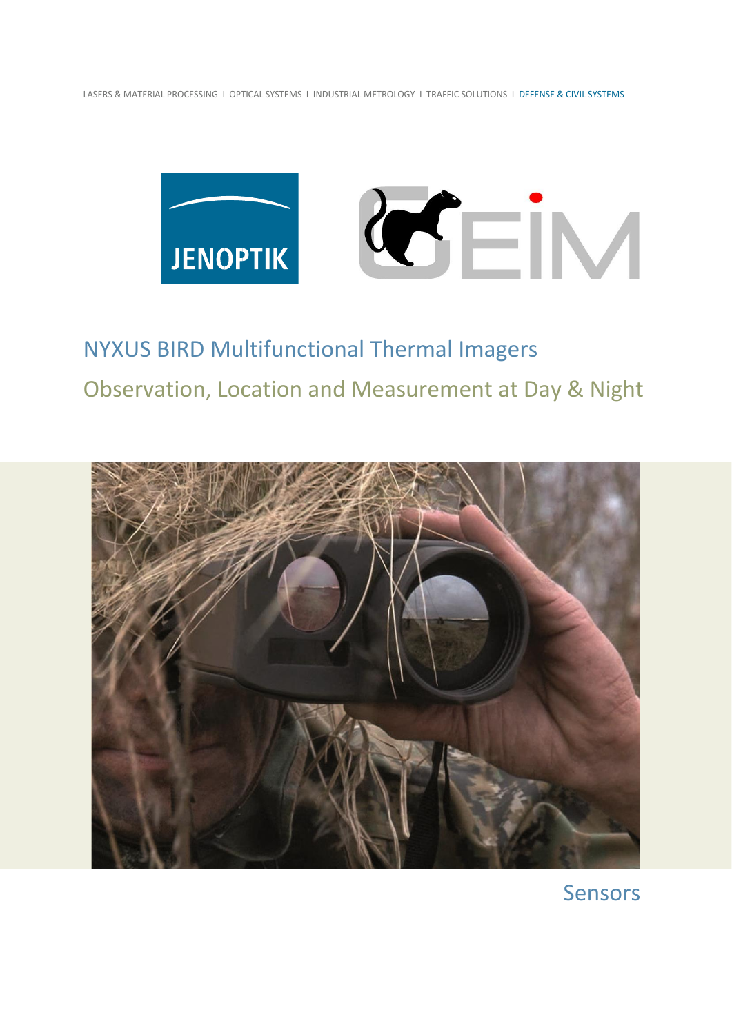LASERS & MATERIAL PROCESSING I OPTICAL SYSTEMS I INDUSTRIAL METROLOGY I TRAFFIC SOLUTIONS I DEFENSE & CIVIL SYSTEMS

JENOPTIK

GEIM

# NYXUS BIRD Multifunctional Thermal Imagers

## Observation, Location and Measurement at Day & Night

Sensors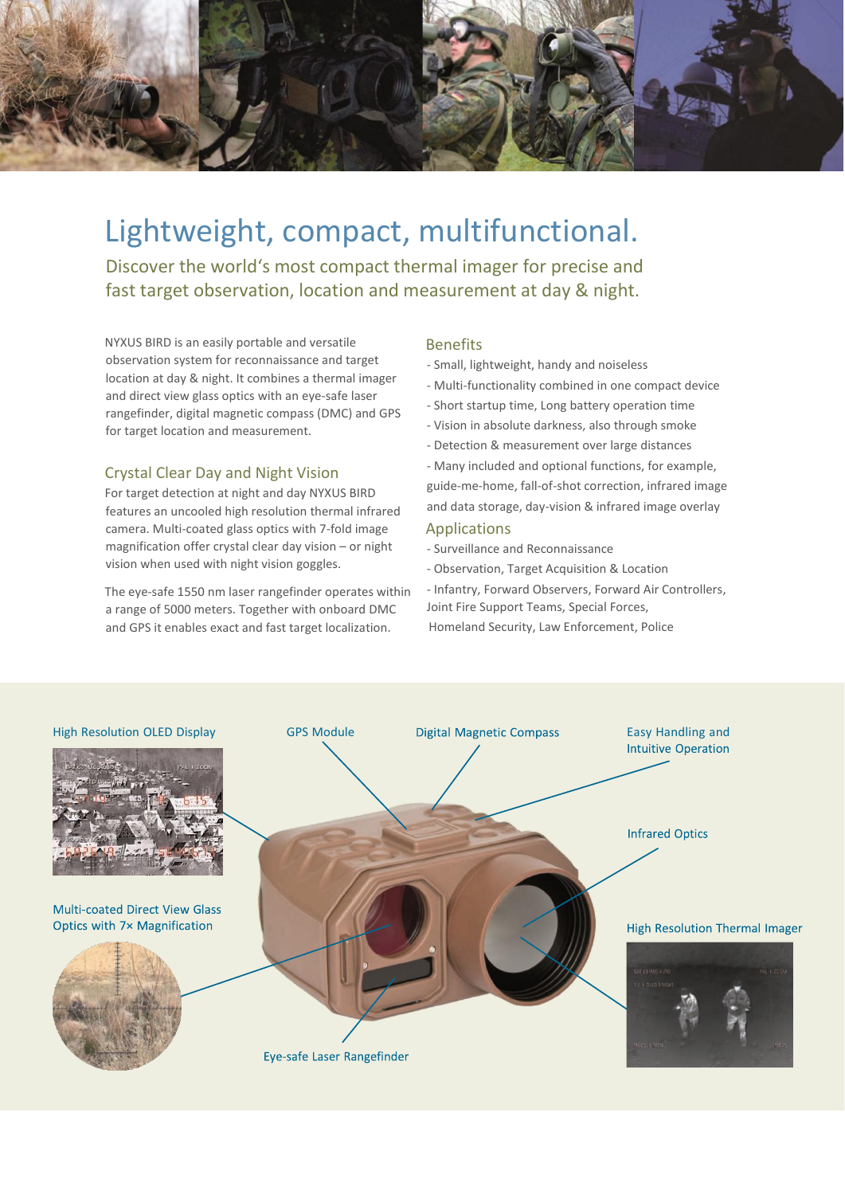# Lightweight, compact, multifunctional.

## Discover the world‘s most compact thermal imager for precise and fast target observation, location and measurement at day & night.

NYXUS BIRD is an easily portable and versatile observation system for reconnaissance and target location at day & night. It combines a thermal imager and direct view glass optics with an eye-safe laser rangefinder, digital magnetic compass (DMC) and GPS for target location and measurement.

### Crystal Clear Day and Night Vision

For target detection at night and day NYXUS BIRD features an uncooled high resolution thermal infrared camera. Multi-coated glass optics with 7-fold image magnification offer crystal clear day vision – or night vision when used with night vision goggles.

The eye-safe 1550 nm laser rangefinder operates within a range of 5000 meters. Together with onboard DMC and GPS it enables exact and fast target localization.

### Benefits

- Small, lightweight, handy and noiseless
- Multi-functionality combined in one compact device
- Short startup time, Long battery operation time
- Vision in absolute darkness, also through smoke
- Detection & measurement over large distances
- Many included and optional functions, for example, guide-me-home, fall-of-shot correction, infrared image and data storage, day-vision & infrared image overlay

### Applications

- Surveillance and Reconnaissance
- Observation, Target Acquisition & Location
- Infantry, Forward Observers, Forward Air Controllers, Joint Fire Support Teams, Special Forces, Homeland Security, Law Enforcement, Police

High Resolution OLED Display

GPS Module

Digital Magnetic Compass

Easy Handling and Intuitive Operation

Infrared Optics

Multi-coated Direct View Glass Optics with 7× Magnification

High Resolution Thermal Imager

Eye-safe Laser Rangefinder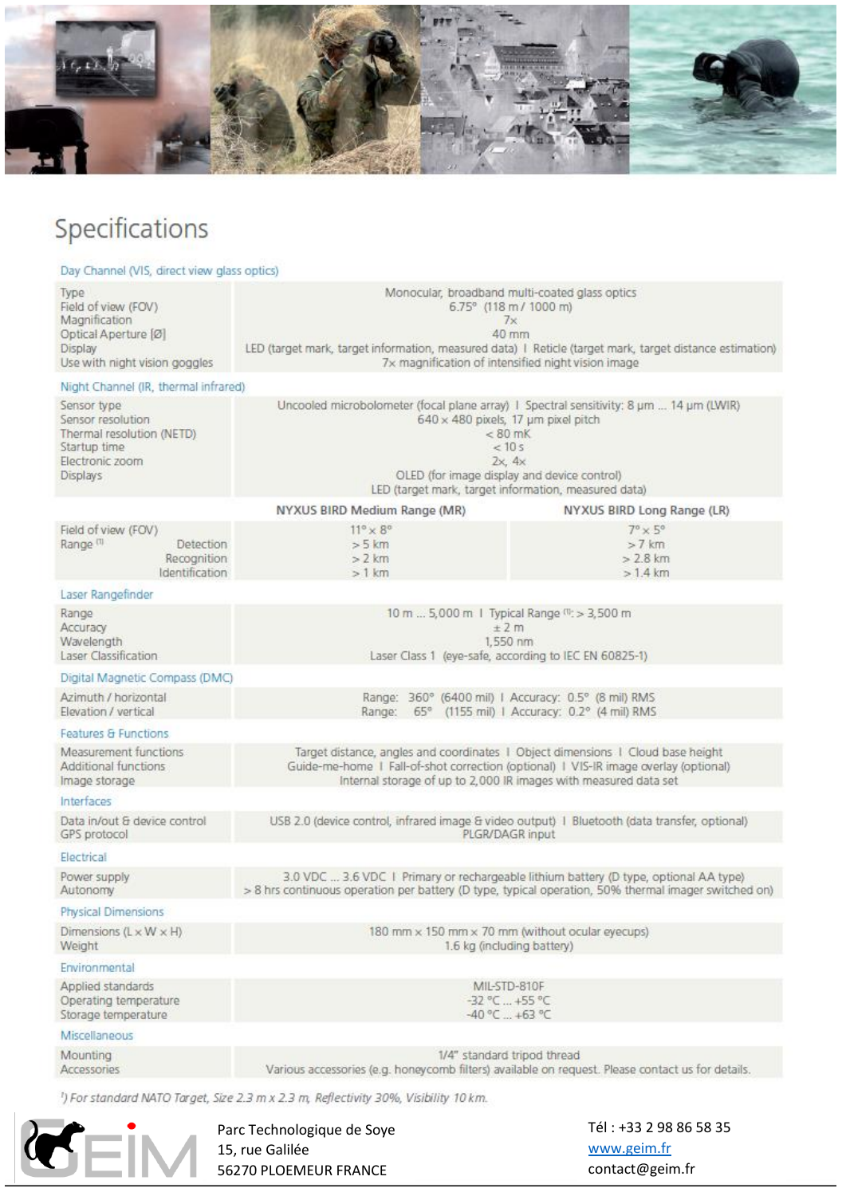# Specifications

| | |
|---|---|
| **Day Channel (VIS, direct view glass optics)** | |
| Type | Monocular, broadband multi-coated glass optics |
| Field of view (FOV) | 6.75° (118 m / 1000 m) |
| Magnification | 7× |
| Optical Aperture [Ø] | 40 mm |
| Display | LED (target mark, target information, measured data) I Reticle (target mark, target distance estimation) |
| Use with night vision goggles | 7× magnification of intensified night vision image |
| **Night Channel (IR, thermal infrared)** | |
| Sensor type | Uncooled microbolometer (focal plane array) I Spectral sensitivity: 8 µm ... 14 µm (LWIR) |
| Sensor resolution | 640 × 480 pixels, 17 µm pixel pitch |
| Thermal resolution (NETD) | < 80 mK |
| Startup time | < 10 s |
| Electronic zoom | 2×, 4× |
| Displays | OLED (for image display and device control)<br>LED (target mark, target information, measured data) |

| | NYXUS BIRD Medium Range (MR) | NYXUS BIRD Long Range (LR) |
|---|---|---|
| Field of view (FOV) | 11° × 8° | 7° × 5° |
| Range [1] Detection | > 5 km | > 7 km |
| Recognition | > 2 km | > 2.8 km |
| Identification | > 1 km | > 1.4 km |

| | |
|---|---|
| **Laser Rangefinder** | |
| Range | 10 m ... 5,000 m I Typical Range [1]: > 3,500 m |
| Accuracy | ± 2 m |
| Wavelength | 1,550 nm |
| Laser Classification | Laser Class 1 (eye-safe, according to IEC EN 60825-1) |
| **Digital Magnetic Compass (DMC)** | |
| Azimuth / horizontal | Range: 360° (6400 mil) I Accuracy: 0.5° (8 mil) RMS |
| Elevation / vertical | Range: 65° (1155 mil) I Accuracy: 0.2° (4 mil) RMS |
| **Features & Functions** | |
| Measurement functions | Target distance, angles and coordinates I Object dimensions I Cloud base height |
| Additional functions | Guide-me-home I Fall-of-shot correction (optional) I VIS-IR image overlay (optional) |
| Image storage | Internal storage of up to 2,000 IR images with measured data set |
| **Interfaces** | |
| Data in/out & device control | USB 2.0 (device control, infrared image & video output) I Bluetooth (data transfer, optional) |
| GPS protocol | PLGR/DAGR input |
| **Electrical** | |
| Power supply | 3.0 VDC ... 3.6 VDC I Primary or rechargeable lithium battery (D type, optional AA type) |
| Autonomy | > 8 hrs continuous operation per battery (D type, typical operation, 50% thermal imager switched on) |
| **Physical Dimensions** | |
| Dimensions (L × W × H) | 180 mm × 150 mm × 70 mm (without ocular eyecups) |
| Weight | 1.6 kg (including battery) |
| **Environmental** | |
| Applied standards | MIL-STD-810F |
| Operating temperature | -32 °C ... +55 °C |
| Storage temperature | -40 °C ... +63 °C |
| **Miscellaneous** | |
| Mounting | 1/4" standard tripod thread |
| Accessories | Various accessories (e.g. honeycomb filters) available on request. Please contact us for details. |

[1]) *For standard NATO Target, Size 2.3 m x 2.3 m, Reflectivity 30%, Visibility 10 km.*

GEIM

Parc Technologique de Soye
15, rue Galilée
56270 PLOEMEUR FRANCE

Tél : +33 2 98 86 58 35
www.geim.fr
contact@geim.fr